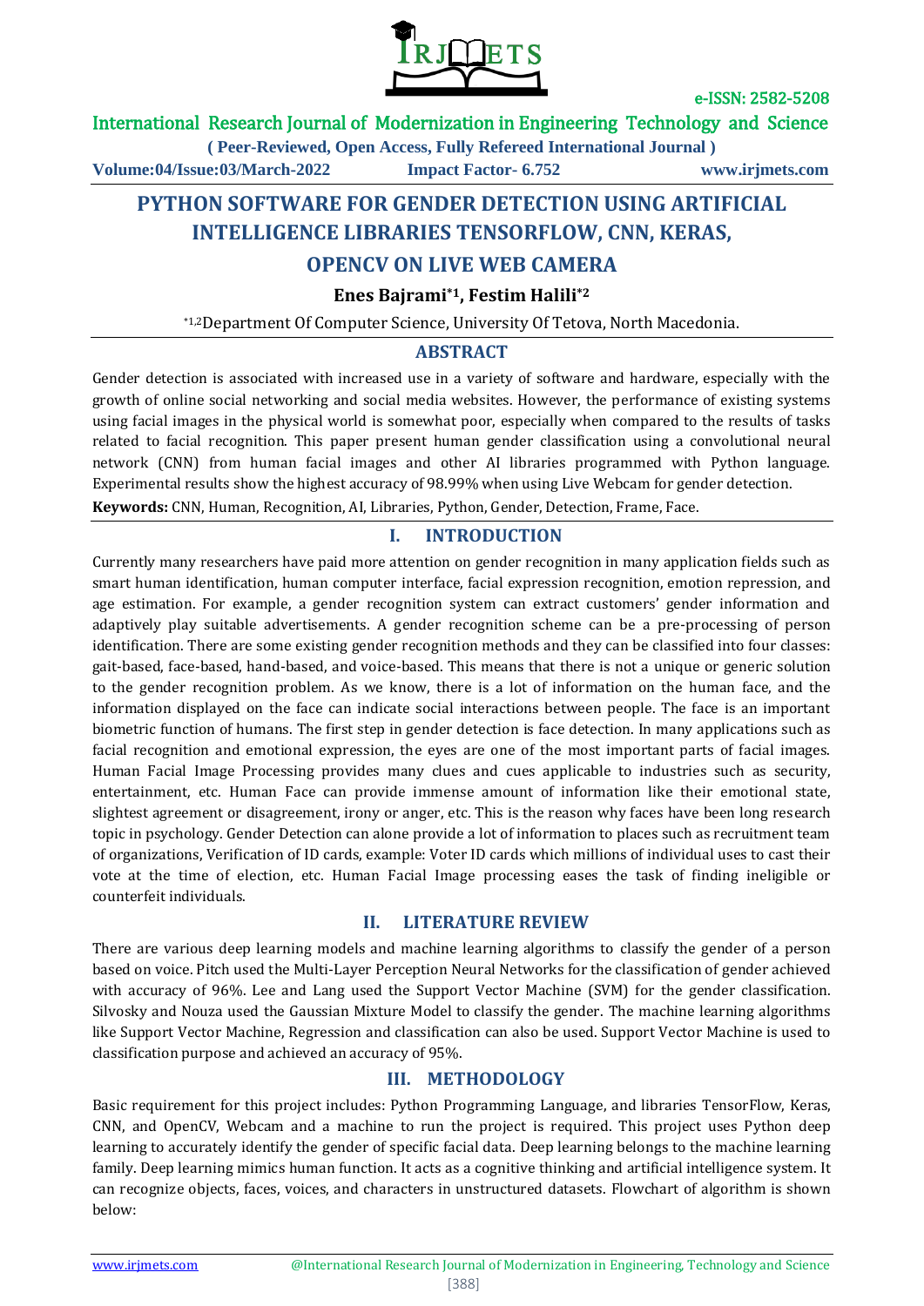# PYTHON SOFTWARE FOR GENDER DETECTION USING ARTIFICIAL INTELLIGENCE LIBRARIES TENSORFLOW, CNN, KERAS, OPENCV ON LIVE WEB CAMERA

**Enes Bajrami*1, Festim Halili*2**

*1,2Department Of Computer Science, University Of Tetova, North Macedonia.

## ABSTRACT

Gender detection is associated with increased use in a variety of software and hardware, especially with the growth of online social networking and social media websites. However, the performance of existing systems using facial images in the physical world is somewhat poor, especially when compared to the results of tasks related to facial recognition. This paper present human gender classification using a convolutional neural network (CNN) from human facial images and other AI libraries programmed with Python language. Experimental results show the highest accuracy of 98.99% when using Live Webcam for gender detection.

**Keywords:** CNN, Human, Recognition, AI, Libraries, Python, Gender, Detection, Frame, Face.

## I. INTRODUCTION

Currently many researchers have paid more attention on gender recognition in many application fields such as smart human identification, human computer interface, facial expression recognition, emotion repression, and age estimation. For example, a gender recognition system can extract customers' gender information and adaptively play suitable advertisements. A gender recognition scheme can be a pre-processing of person identification. There are some existing gender recognition methods and they can be classified into four classes: gait-based, face-based, hand-based, and voice-based. This means that there is not a unique or generic solution to the gender recognition problem. As we know, there is a lot of information on the human face, and the information displayed on the face can indicate social interactions between people. The face is an important biometric function of humans. The first step in gender detection is face detection. In many applications such as facial recognition and emotional expression, the eyes are one of the most important parts of facial images. Human Facial Image Processing provides many clues and cues applicable to industries such as security, entertainment, etc. Human Face can provide immense amount of information like their emotional state, slightest agreement or disagreement, irony or anger, etc. This is the reason why faces have been long research topic in psychology. Gender Detection can alone provide a lot of information to places such as recruitment team of organizations, Verification of ID cards, example: Voter ID cards which millions of individual uses to cast their vote at the time of election, etc. Human Facial Image processing eases the task of finding ineligible or counterfeit individuals.

## II. LITERATURE REVIEW

There are various deep learning models and machine learning algorithms to classify the gender of a person based on voice. Pitch used the Multi-Layer Perception Neural Networks for the classification of gender achieved with accuracy of 96%. Lee and Lang used the Support Vector Machine (SVM) for the gender classification. Silvosky and Nouza used the Gaussian Mixture Model to classify the gender. The machine learning algorithms like Support Vector Machine, Regression and classification can also be used. Support Vector Machine is used to classification purpose and achieved an accuracy of 95%.

## III. METHODOLOGY

Basic requirement for this project includes: Python Programming Language, and libraries TensorFlow, Keras, CNN, and OpenCV, Webcam and a machine to run the project is required. This project uses Python deep learning to accurately identify the gender of specific facial data. Deep learning belongs to the machine learning family. Deep learning mimics human function. It acts as a cognitive thinking and artificial intelligence system. It can recognize objects, faces, voices, and characters in unstructured datasets. Flowchart of algorithm is shown below: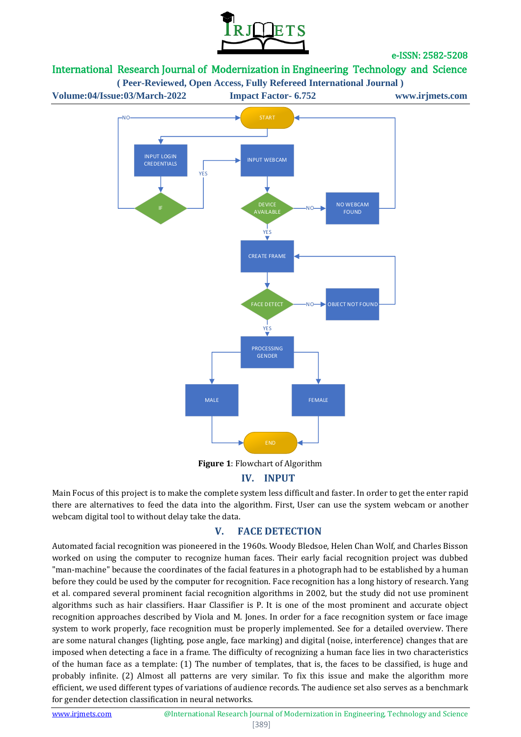Figure 1: Flowchart of Algorithm

## IV. INPUT

Main Focus of this project is to make the complete system less difficult and faster. In order to get the enter rapid there are alternatives to feed the data into the algorithm. First, User can use the system webcam or another webcam digital tool to without delay take the data.

## V. FACE DETECTION

Automated facial recognition was pioneered in the 1960s. Woody Bledsoe, Helen Chan Wolf, and Charles Bisson worked on using the computer to recognize human faces. Their early facial recognition project was dubbed "man-machine" because the coordinates of the facial features in a photograph had to be established by a human before they could be used by the computer for recognition. Face recognition has a long history of research. Yang et al. compared several prominent facial recognition algorithms in 2002, but the study did not use prominent algorithms such as hair classifiers. Haar Classifier is P. It is one of the most prominent and accurate object recognition approaches described by Viola and M. Jones. In order for a face recognition system or face image system to work properly, face recognition must be properly implemented. See for a detailed overview. There are some natural changes (lighting, pose angle, face marking) and digital (noise, interference) changes that are imposed when detecting a face in a frame. The difficulty of recognizing a human face lies in two characteristics of the human face as a template: (1) The number of templates, that is, the faces to be classified, is huge and probably infinite. (2) Almost all patterns are very similar. To fix this issue and make the algorithm more efficient, we used different types of variations of audience records. The audience set also serves as a benchmark for gender detection classification in neural networks.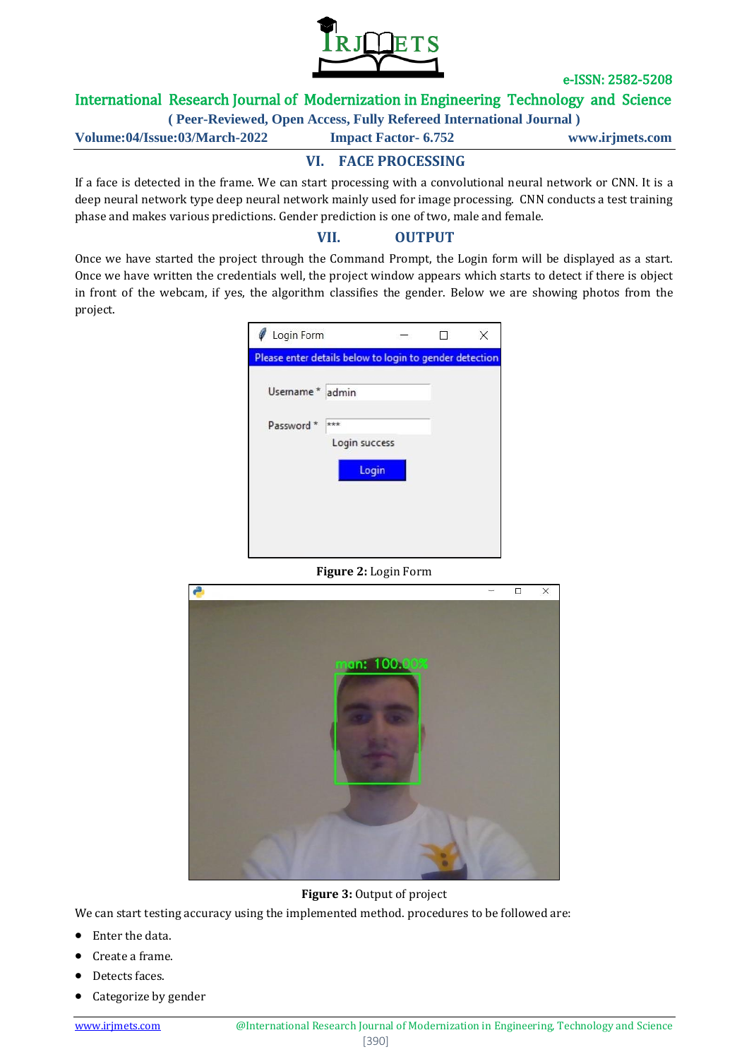## VI. FACE PROCESSING

If a face is detected in the frame. We can start processing with a convolutional neural network or CNN. It is a deep neural network type deep neural network mainly used for image processing. CNN conducts a test training phase and makes various predictions. Gender prediction is one of two, male and female.

## VII. OUTPUT

Once we have started the project through the Command Prompt, the Login form will be displayed as a start. Once we have written the credentials well, the project window appears which starts to detect if there is object in front of the webcam, if yes, the algorithm classifies the gender. Below we are showing photos from the project.

**Figure 2:** Login Form

**Figure 3:** Output of project

We can start testing accuracy using the implemented method. procedures to be followed are:

- Enter the data.
- Create a frame.
- Detects faces.
- Categorize by gender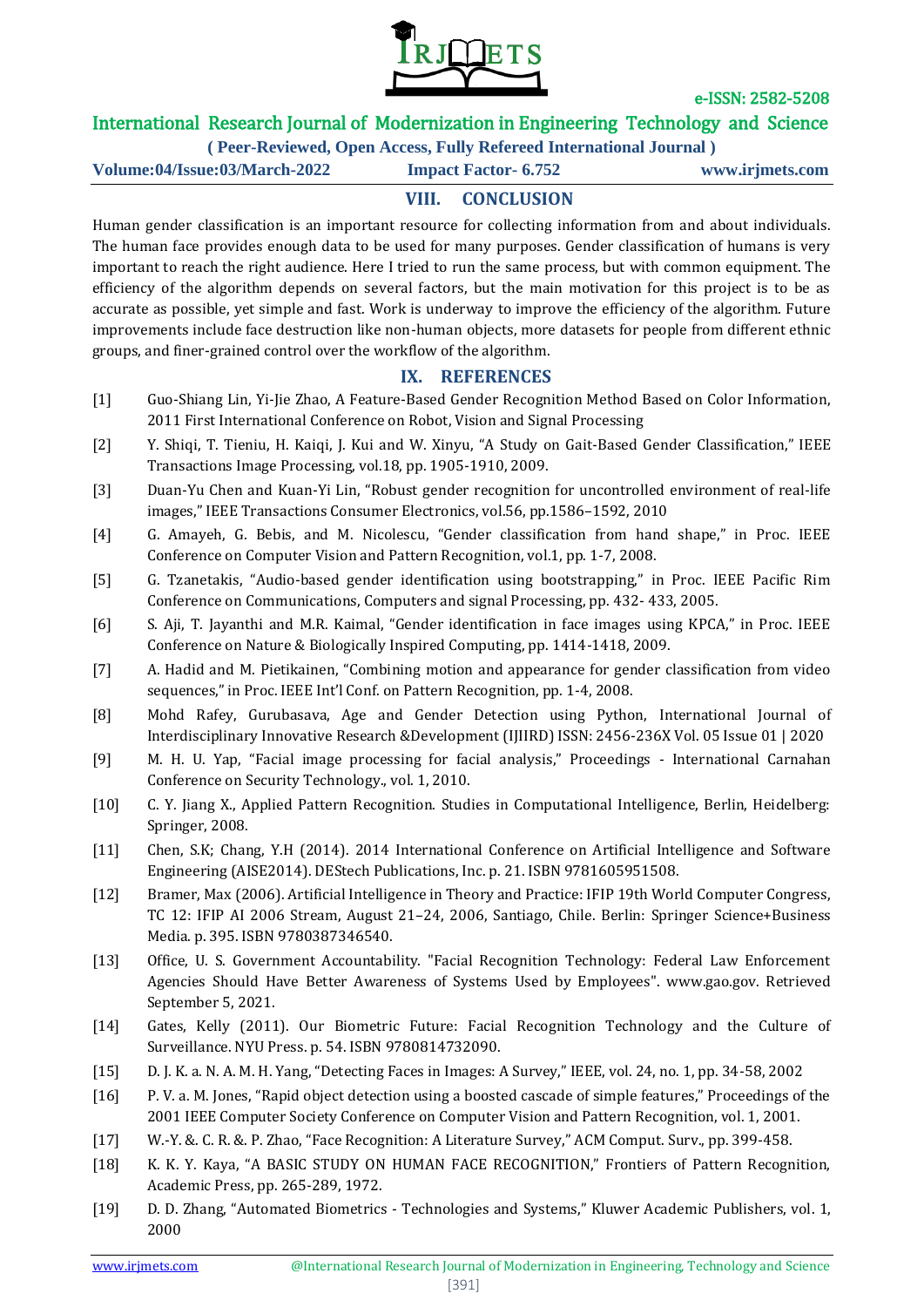## VIII. CONCLUSION

Human gender classification is an important resource for collecting information from and about individuals. The human face provides enough data to be used for many purposes. Gender classification of humans is very important to reach the right audience. Here I tried to run the same process, but with common equipment. The efficiency of the algorithm depends on several factors, but the main motivation for this project is to be as accurate as possible, yet simple and fast. Work is underway to improve the efficiency of the algorithm. Future improvements include face destruction like non-human objects, more datasets for people from different ethnic groups, and finer-grained control over the workflow of the algorithm.

## IX. REFERENCES

[1] Guo-Shiang Lin, Yi-Jie Zhao, A Feature-Based Gender Recognition Method Based on Color Information, 2011 First International Conference on Robot, Vision and Signal Processing

[2] Y. Shiqi, T. Tieniu, H. Kaiqi, J. Kui and W. Xinyu, "A Study on Gait-Based Gender Classification," IEEE Transactions Image Processing, vol.18, pp. 1905-1910, 2009.

[3] Duan-Yu Chen and Kuan-Yi Lin, "Robust gender recognition for uncontrolled environment of real-life images," IEEE Transactions Consumer Electronics, vol.56, pp.1586–1592, 2010

[4] G. Amayeh, G. Bebis, and M. Nicolescu, "Gender classification from hand shape," in Proc. IEEE Conference on Computer Vision and Pattern Recognition, vol.1, pp. 1-7, 2008.

[5] G. Tzanetakis, "Audio-based gender identification using bootstrapping," in Proc. IEEE Pacific Rim Conference on Communications, Computers and signal Processing, pp. 432- 433, 2005.

[6] S. Aji, T. Jayanthi and M.R. Kaimal, "Gender identification in face images using KPCA," in Proc. IEEE Conference on Nature & Biologically Inspired Computing, pp. 1414-1418, 2009.

[7] A. Hadid and M. Pietikainen, "Combining motion and appearance for gender classification from video sequences," in Proc. IEEE Int'l Conf. on Pattern Recognition, pp. 1-4, 2008.

[8] Mohd Rafey, Gurubasava, Age and Gender Detection using Python, International Journal of Interdisciplinary Innovative Research &Development (IJIIRD) ISSN: 2456-236X Vol. 05 Issue 01 | 2020

[9] M. H. U. Yap, "Facial image processing for facial analysis," Proceedings - International Carnahan Conference on Security Technology., vol. 1, 2010.

[10] C. Y. Jiang X., Applied Pattern Recognition. Studies in Computational Intelligence, Berlin, Heidelberg: Springer, 2008.

[11] Chen, S.K; Chang, Y.H (2014). 2014 International Conference on Artificial Intelligence and Software Engineering (AISE2014). DEStech Publications, Inc. p. 21. ISBN 9781605951508.

[12] Bramer, Max (2006). Artificial Intelligence in Theory and Practice: IFIP 19th World Computer Congress, TC 12: IFIP AI 2006 Stream, August 21–24, 2006, Santiago, Chile. Berlin: Springer Science+Business Media. p. 395. ISBN 9780387346540.

[13] Office, U. S. Government Accountability. "Facial Recognition Technology: Federal Law Enforcement Agencies Should Have Better Awareness of Systems Used by Employees". www.gao.gov. Retrieved September 5, 2021.

[14] Gates, Kelly (2011). Our Biometric Future: Facial Recognition Technology and the Culture of Surveillance. NYU Press. p. 54. ISBN 9780814732090.

[15] D. J. K. a. N. A. M. H. Yang, "Detecting Faces in Images: A Survey," IEEE, vol. 24, no. 1, pp. 34-58, 2002

[16] P. V. a. M. Jones, "Rapid object detection using a boosted cascade of simple features," Proceedings of the 2001 IEEE Computer Society Conference on Computer Vision and Pattern Recognition, vol. 1, 2001.

[17] W.-Y. &. C. R. &. P. Zhao, "Face Recognition: A Literature Survey," ACM Comput. Surv., pp. 399-458.

[18] K. K. Y. Kaya, "A BASIC STUDY ON HUMAN FACE RECOGNITION," Frontiers of Pattern Recognition, Academic Press, pp. 265-289, 1972.

[19] D. D. Zhang, "Automated Biometrics - Technologies and Systems," Kluwer Academic Publishers, vol. 1, 2000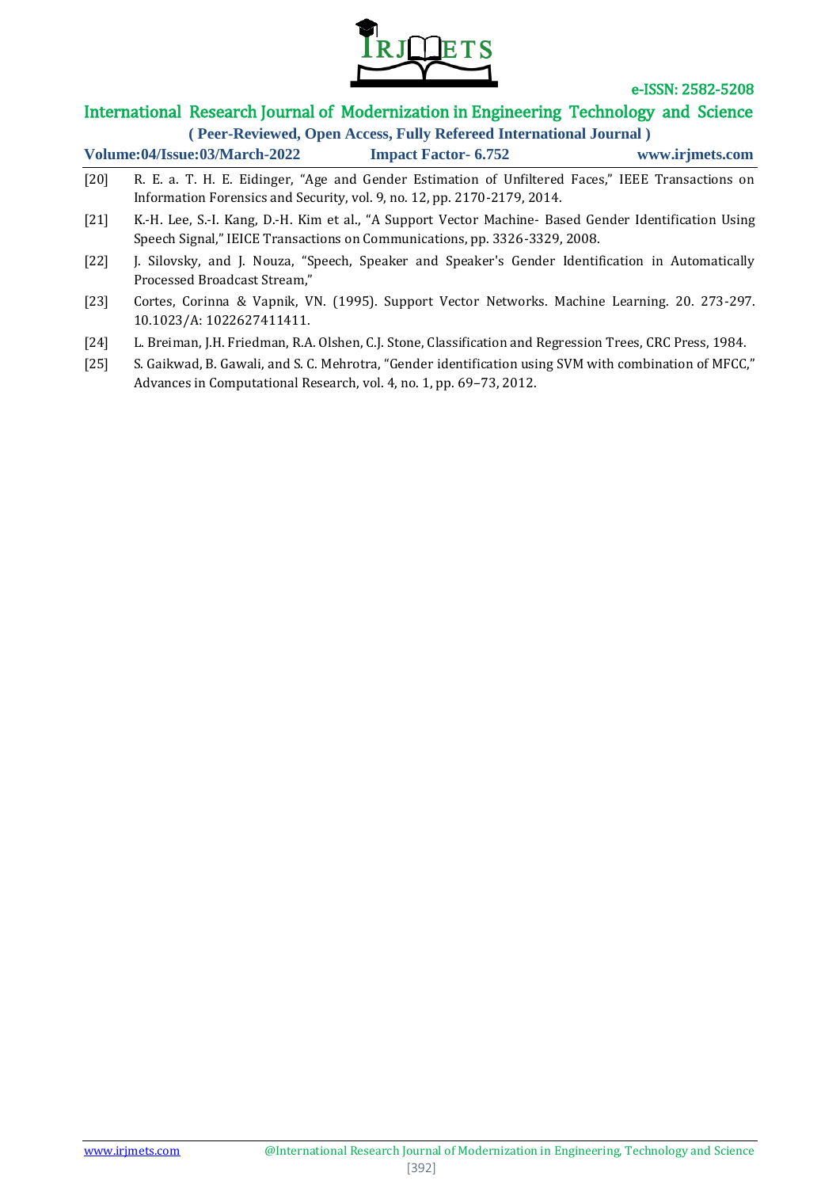[20] R. E. a. T. H. E. Eidinger, "Age and Gender Estimation of Unfiltered Faces," IEEE Transactions on Information Forensics and Security, vol. 9, no. 12, pp. 2170-2179, 2014.

[21] K.-H. Lee, S.-I. Kang, D.-H. Kim et al., "A Support Vector Machine- Based Gender Identification Using Speech Signal," IEICE Transactions on Communications, pp. 3326-3329, 2008.

[22] J. Silovsky, and J. Nouza, "Speech, Speaker and Speaker's Gender Identification in Automatically Processed Broadcast Stream,"

[23] Cortes, Corinna & Vapnik, VN. (1995). Support Vector Networks. Machine Learning. 20. 273-297. 10.1023/A: 1022627411411.

[24] L. Breiman, J.H. Friedman, R.A. Olshen, C.J. Stone, Classification and Regression Trees, CRC Press, 1984.

[25] S. Gaikwad, B. Gawali, and S. C. Mehrotra, "Gender identification using SVM with combination of MFCC," Advances in Computational Research, vol. 4, no. 1, pp. 69–73, 2012.